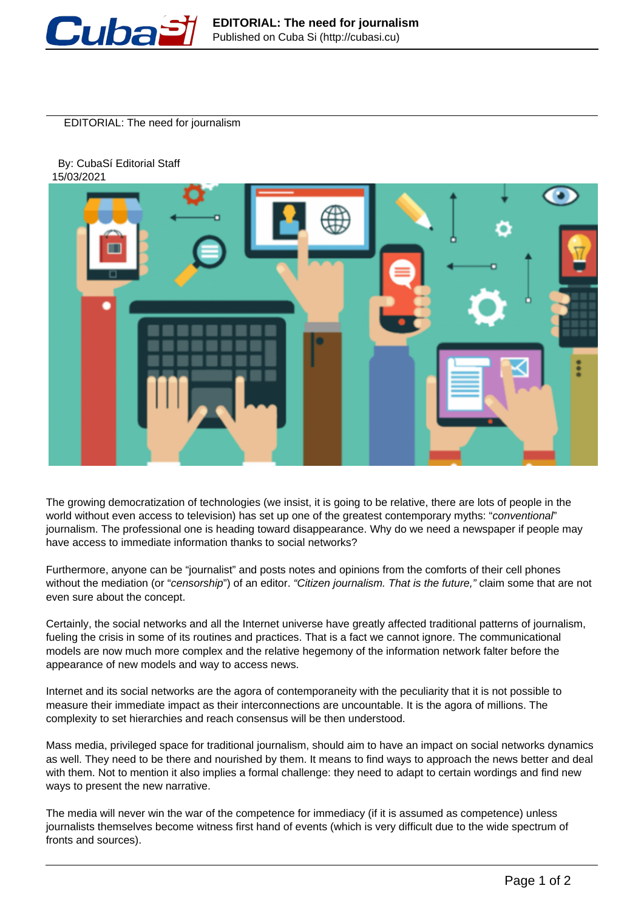# EDITORIAL: The need for journalism

By: CubaSí Editorial Staff
15/03/2021

The growing democratization of technologies (we insist, it is going to be relative, there are lots of people in the world without even access to television) has set up one of the greatest contemporary myths: "*conventional*" journalism. The professional one is heading toward disappearance. Why do we need a newspaper if people may have access to immediate information thanks to social networks?

Furthermore, anyone can be "journalist" and posts notes and opinions from the comforts of their cell phones without the mediation (or "*censorship*") of an editor. *"Citizen journalism. That is the future,"* claim some that are not even sure about the concept.

Certainly, the social networks and all the Internet universe have greatly affected traditional patterns of journalism, fueling the crisis in some of its routines and practices. That is a fact we cannot ignore. The communicational models are now much more complex and the relative hegemony of the information network falter before the appearance of new models and way to access news.

Internet and its social networks are the agora of contemporaneity with the peculiarity that it is not possible to measure their immediate impact as their interconnections are uncountable. It is the agora of millions. The complexity to set hierarchies and reach consensus will be then understood.

Mass media, privileged space for traditional journalism, should aim to have an impact on social networks dynamics as well. They need to be there and nourished by them. It means to find ways to approach the news better and deal with them. Not to mention it also implies a formal challenge: they need to adapt to certain wordings and find new ways to present the new narrative.

The media will never win the war of the competence for immediacy (if it is assumed as competence) unless journalists themselves become witness first hand of events (which is very difficult due to the wide spectrum of fronts and sources).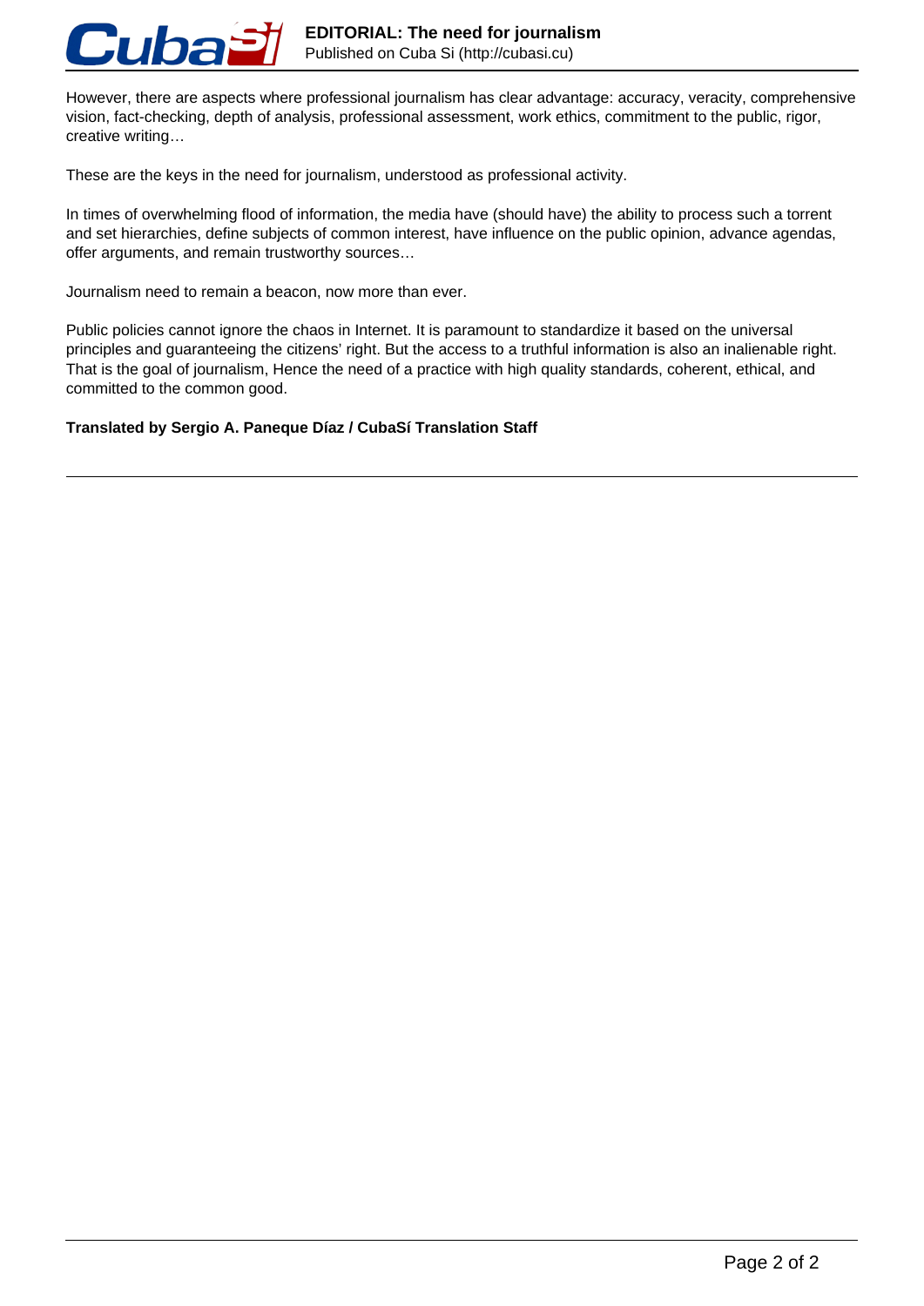However, there are aspects where professional journalism has clear advantage: accuracy, veracity, comprehensive vision, fact-checking, depth of analysis, professional assessment, work ethics, commitment to the public, rigor, creative writing…

These are the keys in the need for journalism, understood as professional activity.

In times of overwhelming flood of information, the media have (should have) the ability to process such a torrent and set hierarchies, define subjects of common interest, have influence on the public opinion, advance agendas, offer arguments, and remain trustworthy sources…

Journalism need to remain a beacon, now more than ever.

Public policies cannot ignore the chaos in Internet. It is paramount to standardize it based on the universal principles and guaranteeing the citizens' right. But the access to a truthful information is also an inalienable right. That is the goal of journalism, Hence the need of a practice with high quality standards, coherent, ethical, and committed to the common good.

**Translated by Sergio A. Paneque Díaz / CubaSí Translation Staff**